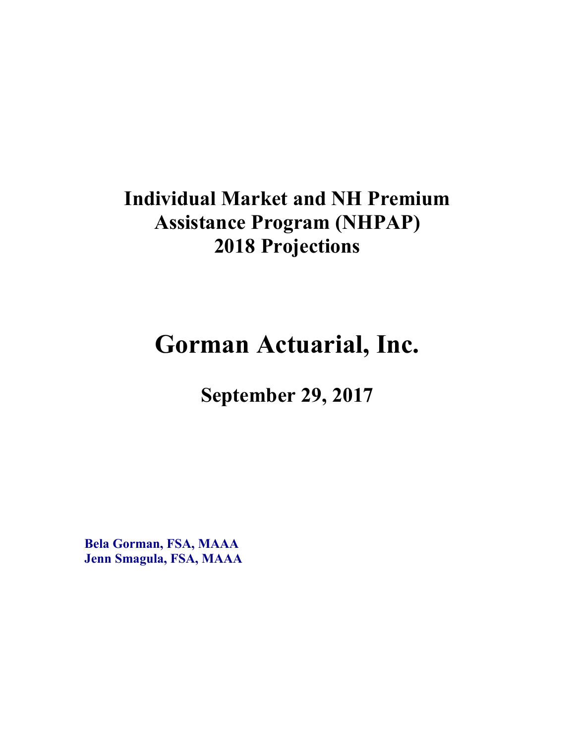# Individual Market and NH Premium Assistance Program (NHPAP) 2018 Projections

# Gorman Actuarial, Inc.

## September 29, 2017

**Bela Gorman, FSA, MAAA**
**Jenn Smagula, FSA, MAAA**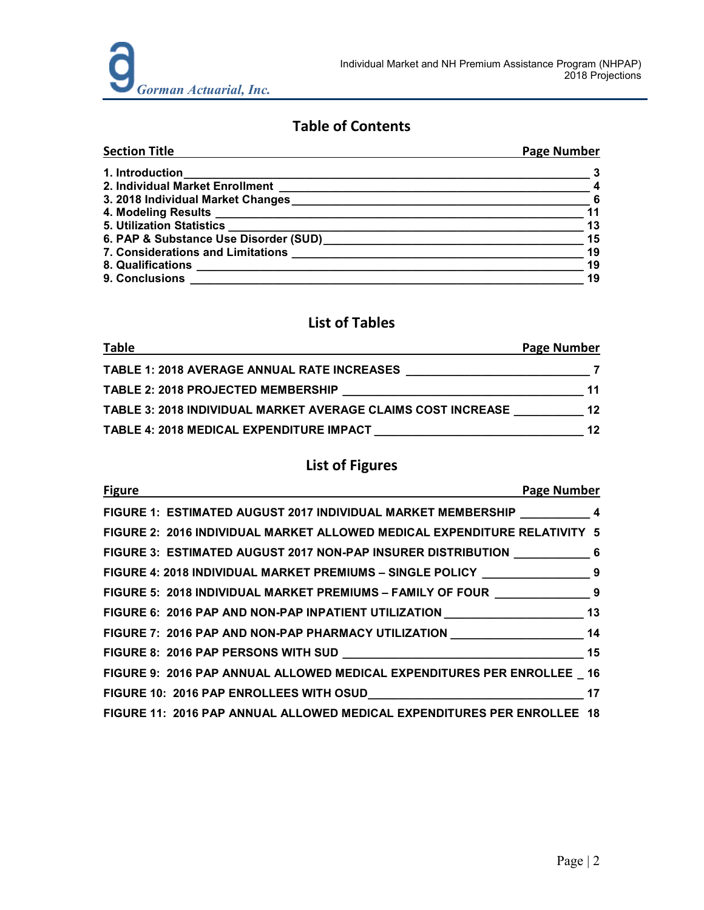## Table of Contents

| Section Title | Page Number |
|---|---|
| 1. Introduction | 3 |
| 2. Individual Market Enrollment | 4 |
| 3. 2018 Individual Market Changes | 6 |
| 4. Modeling Results | 11 |
| 5. Utilization Statistics | 13 |
| 6. PAP & Substance Use Disorder (SUD) | 15 |
| 7. Considerations and Limitations | 19 |
| 8. Qualifications | 19 |
| 9. Conclusions | 19 |

## List of Tables

| Table | Page Number |
|---|---|
| TABLE 1: 2018 AVERAGE ANNUAL RATE INCREASES | 7 |
| TABLE 2: 2018 PROJECTED MEMBERSHIP | 11 |
| TABLE 3: 2018 INDIVIDUAL MARKET AVERAGE CLAIMS COST INCREASE | 12 |
| TABLE 4: 2018 MEDICAL EXPENDITURE IMPACT | 12 |

## List of Figures

| Figure | Page Number |
|---|---|
| FIGURE 1: ESTIMATED AUGUST 2017 INDIVIDUAL MARKET MEMBERSHIP | 4 |
| FIGURE 2: 2016 INDIVIDUAL MARKET ALLOWED MEDICAL EXPENDITURE RELATIVITY | 5 |
| FIGURE 3: ESTIMATED AUGUST 2017 NON-PAP INSURER DISTRIBUTION | 6 |
| FIGURE 4: 2018 INDIVIDUAL MARKET PREMIUMS – SINGLE POLICY | 9 |
| FIGURE 5: 2018 INDIVIDUAL MARKET PREMIUMS – FAMILY OF FOUR | 9 |
| FIGURE 6: 2016 PAP AND NON-PAP INPATIENT UTILIZATION | 13 |
| FIGURE 7: 2016 PAP AND NON-PAP PHARMACY UTILIZATION | 14 |
| FIGURE 8: 2016 PAP PERSONS WITH SUD | 15 |
| FIGURE 9: 2016 PAP ANNUAL ALLOWED MEDICAL EXPENDITURES PER ENROLLEE | 16 |
| FIGURE 10: 2016 PAP ENROLLEES WITH OSUD | 17 |
| FIGURE 11: 2016 PAP ANNUAL ALLOWED MEDICAL EXPENDITURES PER ENROLLEE | 18 |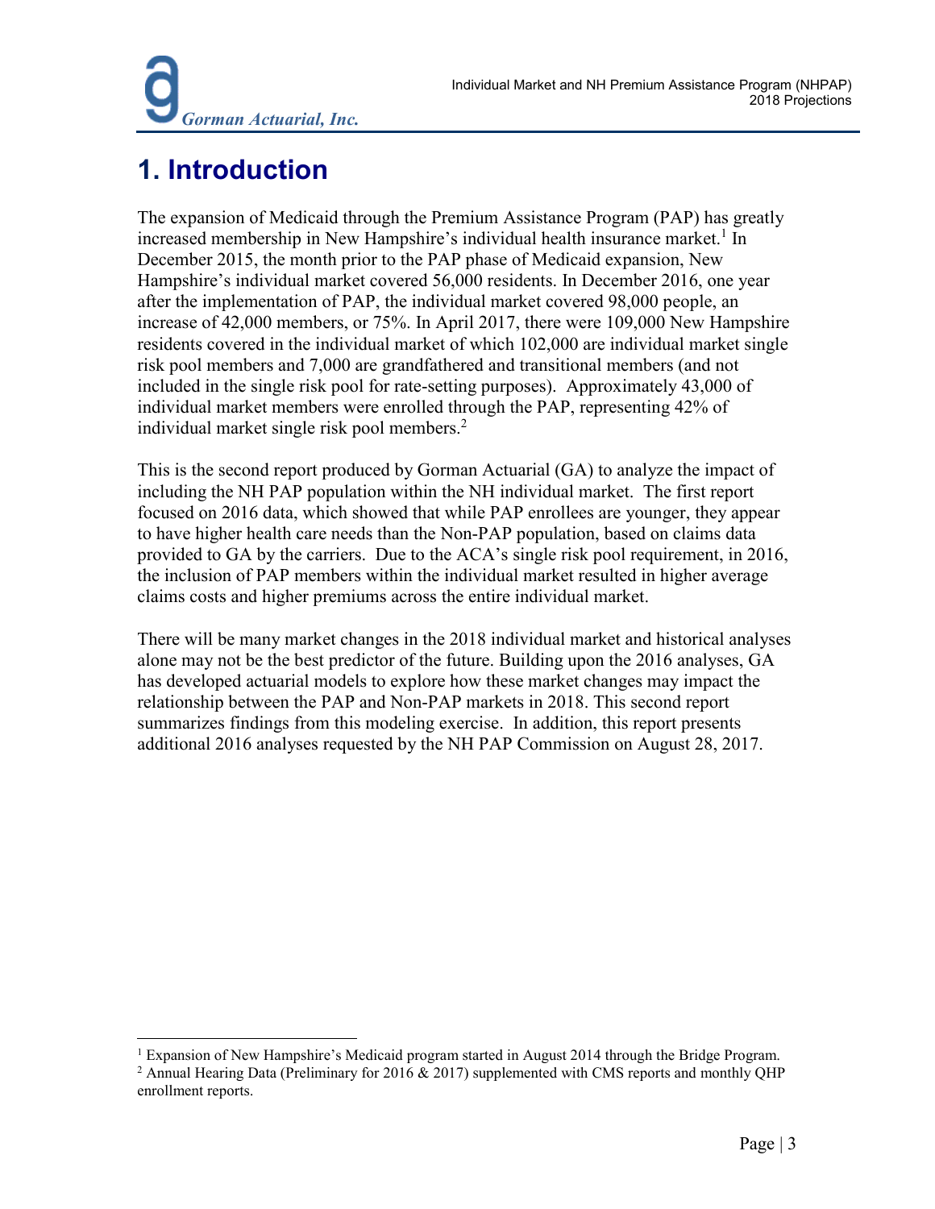# 1. Introduction

The expansion of Medicaid through the Premium Assistance Program (PAP) has greatly increased membership in New Hampshire's individual health insurance market.[1] In December 2015, the month prior to the PAP phase of Medicaid expansion, New Hampshire's individual market covered 56,000 residents. In December 2016, one year after the implementation of PAP, the individual market covered 98,000 people, an increase of 42,000 members, or 75%. In April 2017, there were 109,000 New Hampshire residents covered in the individual market of which 102,000 are individual market single risk pool members and 7,000 are grandfathered and transitional members (and not included in the single risk pool for rate-setting purposes). Approximately 43,000 of individual market members were enrolled through the PAP, representing 42% of individual market single risk pool members.[2]

This is the second report produced by Gorman Actuarial (GA) to analyze the impact of including the NH PAP population within the NH individual market. The first report focused on 2016 data, which showed that while PAP enrollees are younger, they appear to have higher health care needs than the Non-PAP population, based on claims data provided to GA by the carriers. Due to the ACA's single risk pool requirement, in 2016, the inclusion of PAP members within the individual market resulted in higher average claims costs and higher premiums across the entire individual market.

There will be many market changes in the 2018 individual market and historical analyses alone may not be the best predictor of the future. Building upon the 2016 analyses, GA has developed actuarial models to explore how these market changes may impact the relationship between the PAP and Non-PAP markets in 2018. This second report summarizes findings from this modeling exercise. In addition, this report presents additional 2016 analyses requested by the NH PAP Commission on August 28, 2017.

---

[1] Expansion of New Hampshire's Medicaid program started in August 2014 through the Bridge Program.

[2] Annual Hearing Data (Preliminary for 2016 & 2017) supplemented with CMS reports and monthly QHP enrollment reports.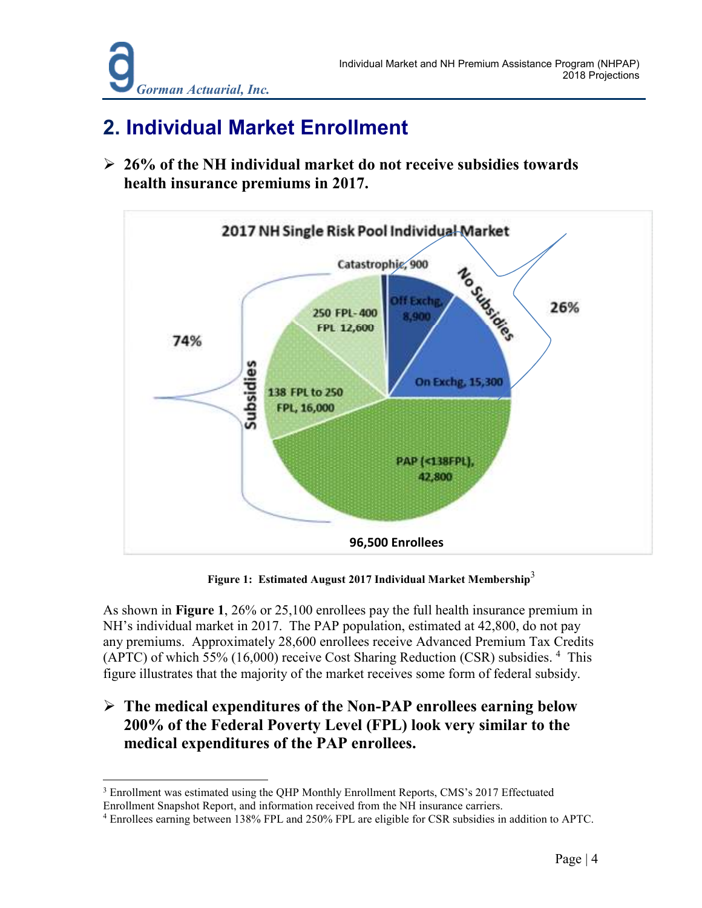## 2. Individual Market Enrollment

- **26% of the NH individual market do not receive subsidies towards health insurance premiums in 2017.**

2017 NH Single Risk Pool Individual Market

| Category | Enrollees | Group |
|---|---|---|
| Catastrophic | 900 | No Subsidies (26%) |
| Off Exchg | 8,900 | No Subsidies (26%) |
| On Exchg | 15,300 | No Subsidies (26%) |
| PAP (<138FPL) | 42,800 | Subsidies (74%) |
| 138 FPL to 250 FPL | 16,000 | Subsidies (74%) |
| 250 FPL-400 FPL | 12,600 | Subsidies (74%) |

96,500 Enrollees

**Figure 1: Estimated August 2017 Individual Market Membership**[3]

As shown in **Figure 1**, 26% or 25,100 enrollees pay the full health insurance premium in NH's individual market in 2017. The PAP population, estimated at 42,800, do not pay any premiums. Approximately 28,600 enrollees receive Advanced Premium Tax Credits (APTC) of which 55% (16,000) receive Cost Sharing Reduction (CSR) subsidies.[4] This figure illustrates that the majority of the market receives some form of federal subsidy.

- **The medical expenditures of the Non-PAP enrollees earning below 200% of the Federal Poverty Level (FPL) look very similar to the medical expenditures of the PAP enrollees.**

---

[3] Enrollment was estimated using the QHP Monthly Enrollment Reports, CMS's 2017 Effectuated Enrollment Snapshot Report, and information received from the NH insurance carriers.

[4] Enrollees earning between 138% FPL and 250% FPL are eligible for CSR subsidies in addition to APTC.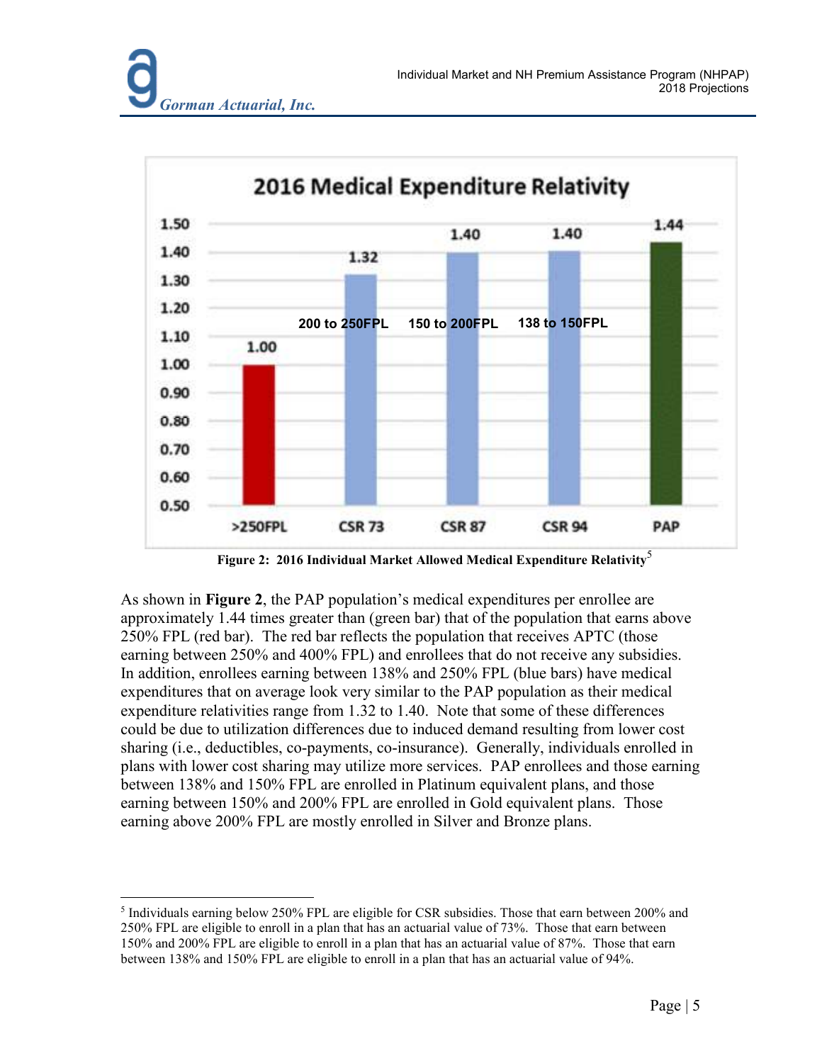## 2016 Medical Expenditure Relativity

| | >250FPL | CSR 73 (200 to 250FPL) | CSR 87 (150 to 200FPL) | CSR 94 (138 to 150FPL) | PAP |
|---|---|---|---|---|---|
| Relativity | 1.00 | 1.32 | 1.40 | 1.40 | 1.44 |

**Figure 2: 2016 Individual Market Allowed Medical Expenditure Relativity**[5]

As shown in **Figure 2**, the PAP population's medical expenditures per enrollee are approximately 1.44 times greater than (green bar) that of the population that earns above 250% FPL (red bar). The red bar reflects the population that receives APTC (those earning between 250% and 400% FPL) and enrollees that do not receive any subsidies. In addition, enrollees earning between 138% and 250% FPL (blue bars) have medical expenditures that on average look very similar to the PAP population as their medical expenditure relativities range from 1.32 to 1.40. Note that some of these differences could be due to utilization differences due to induced demand resulting from lower cost sharing (i.e., deductibles, co-payments, co-insurance). Generally, individuals enrolled in plans with lower cost sharing may utilize more services. PAP enrollees and those earning between 138% and 150% FPL are enrolled in Platinum equivalent plans, and those earning between 150% and 200% FPL are enrolled in Gold equivalent plans. Those earning above 200% FPL are mostly enrolled in Silver and Bronze plans.

---

[5] Individuals earning below 250% FPL are eligible for CSR subsidies. Those that earn between 200% and 250% FPL are eligible to enroll in a plan that has an actuarial value of 73%. Those that earn between 150% and 200% FPL are eligible to enroll in a plan that has an actuarial value of 87%. Those that earn between 138% and 150% FPL are eligible to enroll in a plan that has an actuarial value of 94%.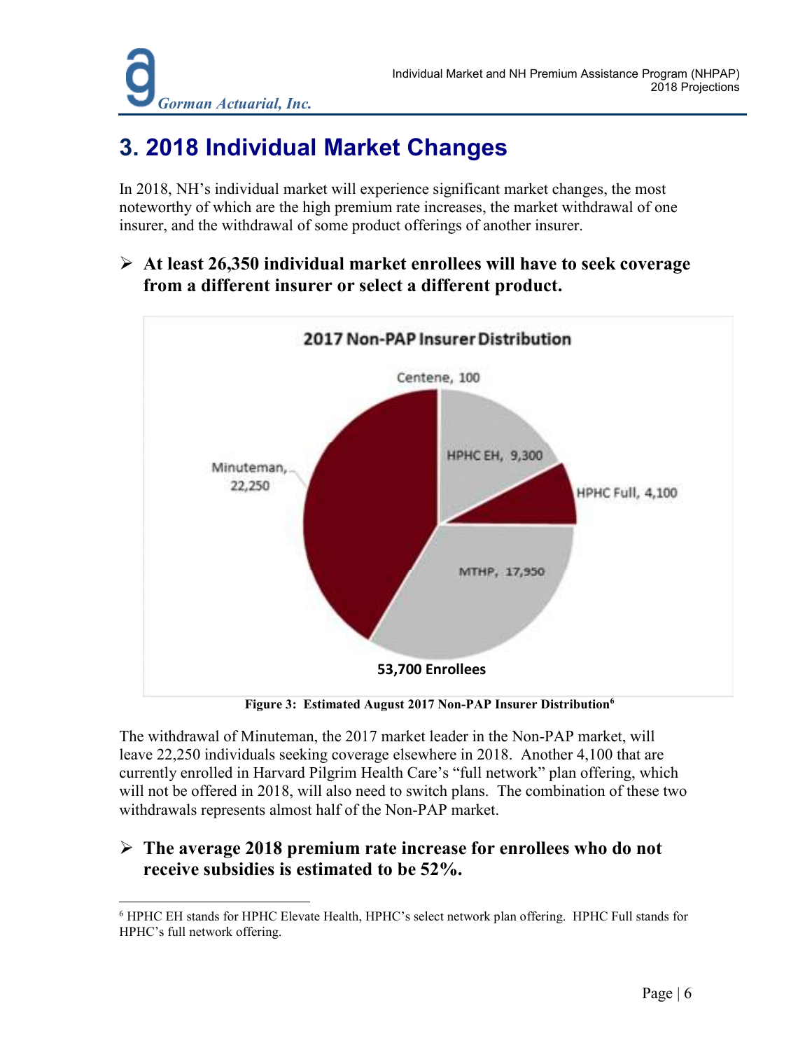# 3. 2018 Individual Market Changes

In 2018, NH's individual market will experience significant market changes, the most noteworthy of which are the high premium rate increases, the market withdrawal of one insurer, and the withdrawal of some product offerings of another insurer.

- **At least 26,350 individual market enrollees will have to seek coverage from a different insurer or select a different product.**

2017 Non-PAP Insurer Distribution

Centene, 100
HPHC EH, 9,300
HPHC Full, 4,100
MTHP, 17,950
Minuteman, 22,250

53,700 Enrollees

**Figure 3: Estimated August 2017 Non-PAP Insurer Distribution**[6]

The withdrawal of Minuteman, the 2017 market leader in the Non-PAP market, will leave 22,250 individuals seeking coverage elsewhere in 2018. Another 4,100 that are currently enrolled in Harvard Pilgrim Health Care's "full network" plan offering, which will not be offered in 2018, will also need to switch plans. The combination of these two withdrawals represents almost half of the Non-PAP market.

- **The average 2018 premium rate increase for enrollees who do not receive subsidies is estimated to be 52%.**

---

[6] HPHC EH stands for HPHC Elevate Health, HPHC's select network plan offering. HPHC Full stands for HPHC's full network offering.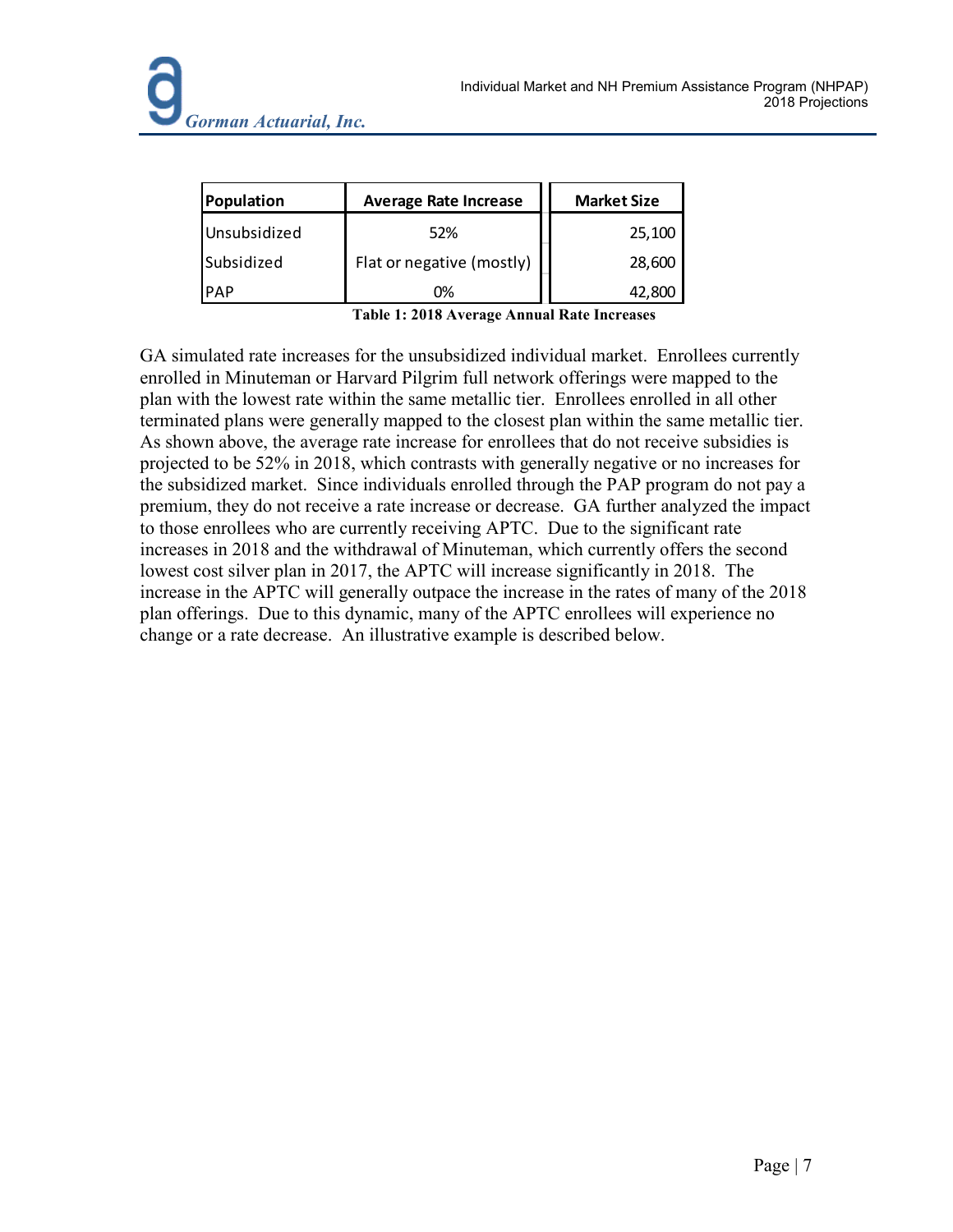| Population | Average Rate Increase | Market Size |
|---|---|---|
| Unsubsidized | 52% | 25,100 |
| Subsidized | Flat or negative (mostly) | 28,600 |
| PAP | 0% | 42,800 |

**Table 1: 2018 Average Annual Rate Increases**

GA simulated rate increases for the unsubsidized individual market. Enrollees currently enrolled in Minuteman or Harvard Pilgrim full network offerings were mapped to the plan with the lowest rate within the same metallic tier. Enrollees enrolled in all other terminated plans were generally mapped to the closest plan within the same metallic tier. As shown above, the average rate increase for enrollees that do not receive subsidies is projected to be 52% in 2018, which contrasts with generally negative or no increases for the subsidized market. Since individuals enrolled through the PAP program do not pay a premium, they do not receive a rate increase or decrease. GA further analyzed the impact to those enrollees who are currently receiving APTC. Due to the significant rate increases in 2018 and the withdrawal of Minuteman, which currently offers the second lowest cost silver plan in 2017, the APTC will increase significantly in 2018. The increase in the APTC will generally outpace the increase in the rates of many of the 2018 plan offerings. Due to this dynamic, many of the APTC enrollees will experience no change or a rate decrease. An illustrative example is described below.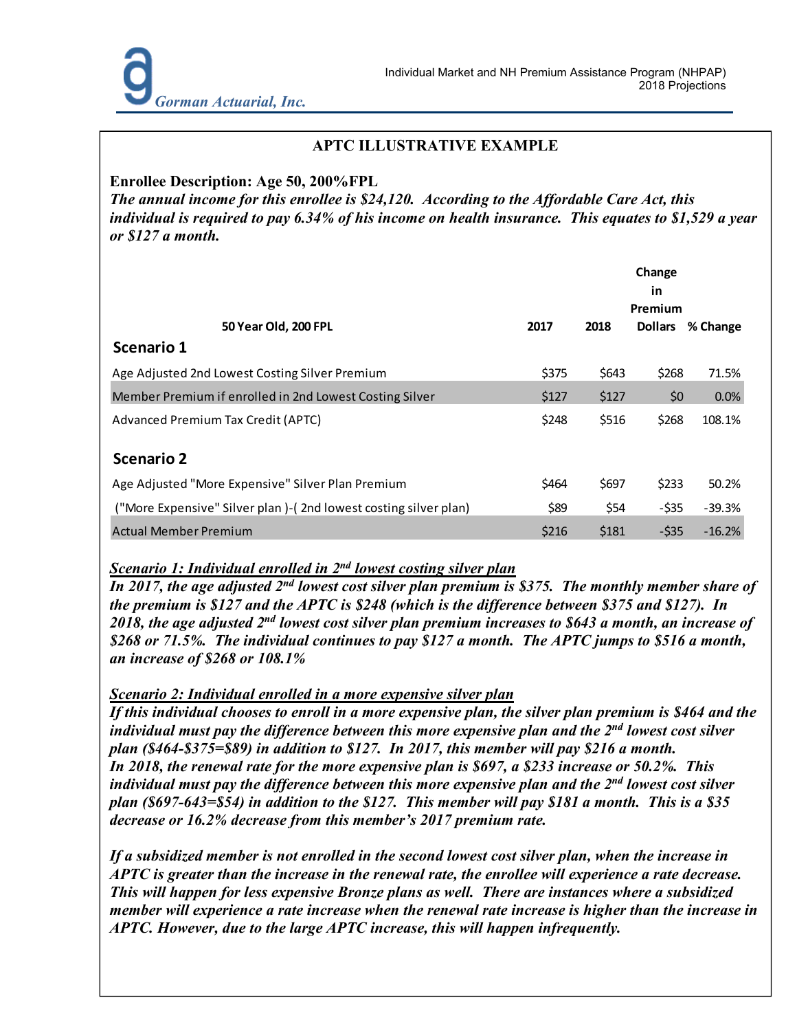## APTC ILLUSTRATIVE EXAMPLE

**Enrollee Description: Age 50, 200%FPL**

***The annual income for this enrollee is $24,120. According to the Affordable Care Act, this individual is required to pay 6.34% of his income on health insurance. This equates to $1,529 a year or $127 a month.***

| 50 Year Old, 200 FPL | 2017 | 2018 | Change in Premium Dollars | % Change |
|---|---|---|---|---|
| **Scenario 1** | | | | |
| Age Adjusted 2nd Lowest Costing Silver Premium | $375 | $643 | $268 | 71.5% |
| Member Premium if enrolled in 2nd Lowest Costing Silver | $127 | $127 | $0 | 0.0% |
| Advanced Premium Tax Credit (APTC) | $248 | $516 | $268 | 108.1% |
| **Scenario 2** | | | | |
| Age Adjusted "More Expensive" Silver Plan Premium | $464 | $697 | $233 | 50.2% |
| ("More Expensive" Silver plan )-( 2nd lowest costing silver plan) | $89 | $54 | -$35 | -39.3% |
| Actual Member Premium | $216 | $181 | -$35 | -16.2% |

***<u>Scenario 1: Individual enrolled in 2nd lowest costing silver plan</u>***

***In 2017, the age adjusted 2nd lowest cost silver plan premium is $375. The monthly member share of the premium is $127 and the APTC is $248 (which is the difference between $375 and $127). In 2018, the age adjusted 2nd lowest cost silver plan premium increases to $643 a month, an increase of $268 or 71.5%. The individual continues to pay $127 a month. The APTC jumps to $516 a month, an increase of $268 or 108.1%***

***<u>Scenario 2: Individual enrolled in a more expensive silver plan</u>***

***If this individual chooses to enroll in a more expensive plan, the silver plan premium is $464 and the individual must pay the difference between this more expensive plan and the 2nd lowest cost silver plan ($464-$375=$89) in addition to $127. In 2017, this member will pay $216 a month. In 2018, the renewal rate for the more expensive plan is $697, a $233 increase or 50.2%. This individual must pay the difference between this more expensive plan and the 2nd lowest cost silver plan ($697-643=$54) in addition to the $127. This member will pay $181 a month. This is a $35 decrease or 16.2% decrease from this member's 2017 premium rate.***

***If a subsidized member is not enrolled in the second lowest cost silver plan, when the increase in APTC is greater than the increase in the renewal rate, the enrollee will experience a rate decrease. This will happen for less expensive Bronze plans as well. There are instances where a subsidized member will experience a rate increase when the renewal rate increase is higher than the increase in APTC. However, due to the large APTC increase, this will happen infrequently.***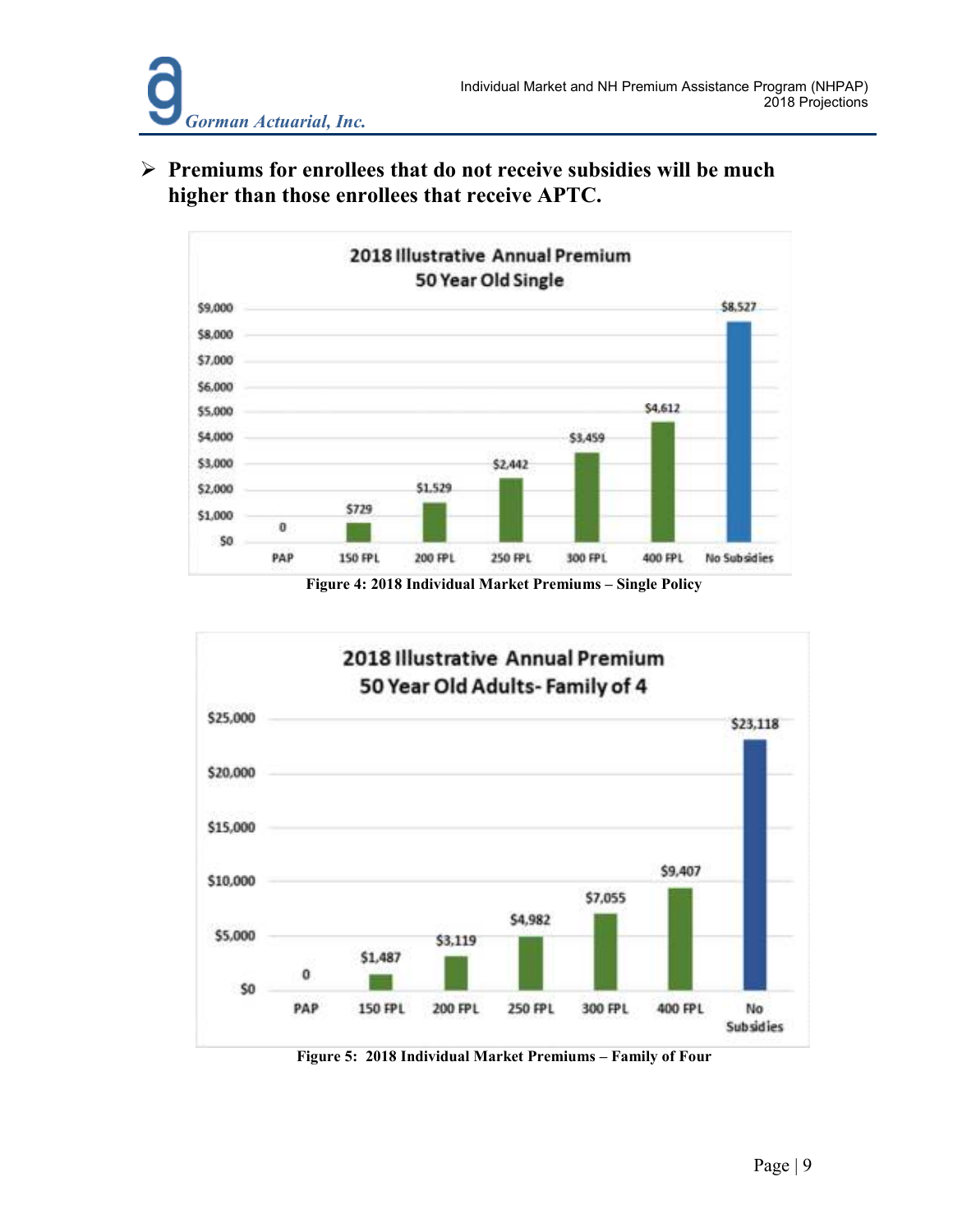- **Premiums for enrollees that do not receive subsidies will be much higher than those enrollees that receive APTC.**

**2018 Illustrative Annual Premium**
**50 Year Old Single**

| | PAP | 150 FPL | 200 FPL | 250 FPL | 300 FPL | 400 FPL | No Subsidies |
|---|---|---|---|---|---|---|---|
| Annual Premium | 0 | $729 | $1,529 | $2,442 | $3,459 | $4,612 | $8,527 |

Figure 4: 2018 Individual Market Premiums – Single Policy

**2018 Illustrative Annual Premium**
**50 Year Old Adults- Family of 4**

| | PAP | 150 FPL | 200 FPL | 250 FPL | 300 FPL | 400 FPL | No Subsidies |
|---|---|---|---|---|---|---|---|
| Annual Premium | 0 | $1,487 | $3,119 | $4,982 | $7,055 | $9,407 | $23,118 |

Figure 5: 2018 Individual Market Premiums – Family of Four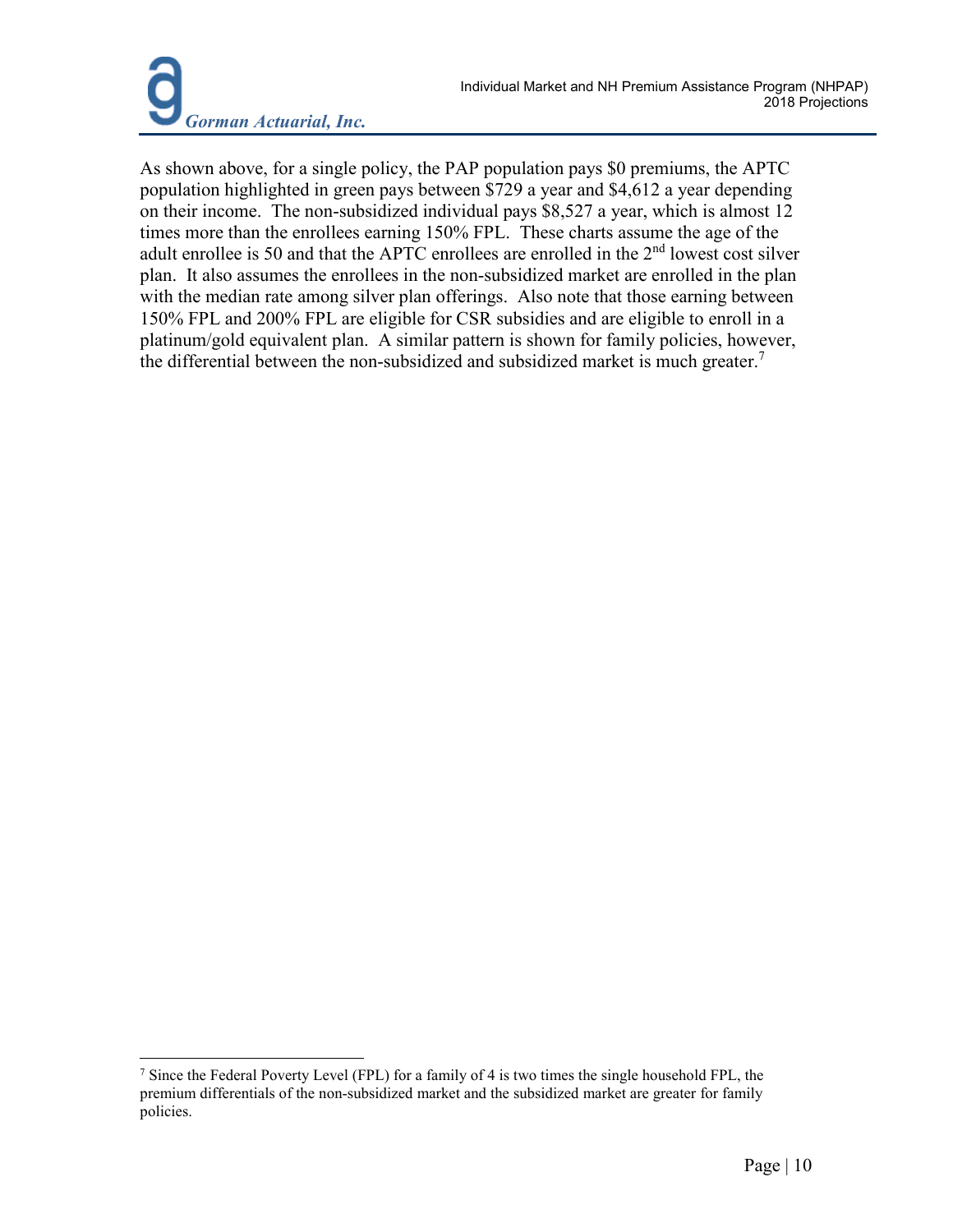As shown above, for a single policy, the PAP population pays $0 premiums, the APTC population highlighted in green pays between $729 a year and $4,612 a year depending on their income. The non-subsidized individual pays $8,527 a year, which is almost 12 times more than the enrollees earning 150% FPL. These charts assume the age of the adult enrollee is 50 and that the APTC enrollees are enrolled in the 2nd lowest cost silver plan. It also assumes the enrollees in the non-subsidized market are enrolled in the plan with the median rate among silver plan offerings. Also note that those earning between 150% FPL and 200% FPL are eligible for CSR subsidies and are eligible to enroll in a platinum/gold equivalent plan. A similar pattern is shown for family policies, however, the differential between the non-subsidized and subsidized market is much greater.[7]

[7] Since the Federal Poverty Level (FPL) for a family of 4 is two times the single household FPL, the premium differentials of the non-subsidized market and the subsidized market are greater for family policies.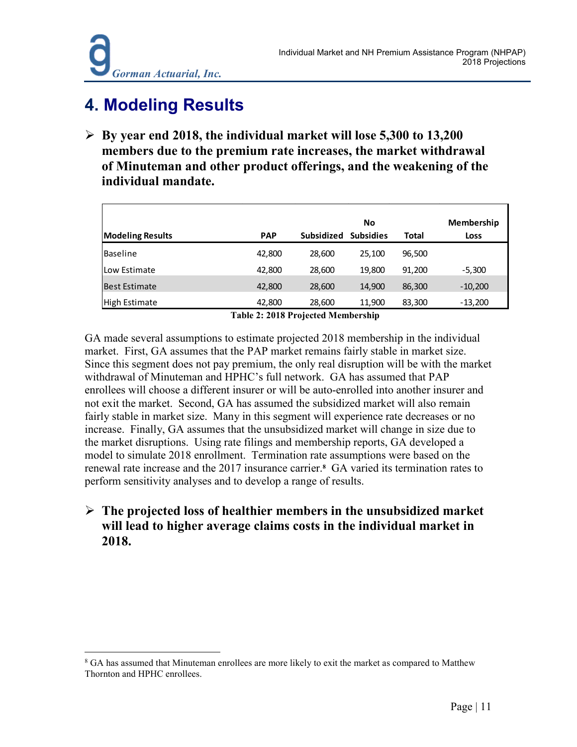# 4. Modeling Results

- **By year end 2018, the individual market will lose 5,300 to 13,200 members due to the premium rate increases, the market withdrawal of Minuteman and other product offerings, and the weakening of the individual mandate.**

| Modeling Results | PAP | Subsidized | No Subsidies | Total | Membership Loss |
|---|---|---|---|---|---|
| Baseline | 42,800 | 28,600 | 25,100 | 96,500 | |
| Low Estimate | 42,800 | 28,600 | 19,800 | 91,200 | -5,300 |
| Best Estimate | 42,800 | 28,600 | 14,900 | 86,300 | -10,200 |
| High Estimate | 42,800 | 28,600 | 11,900 | 83,300 | -13,200 |

**Table 2: 2018 Projected Membership**

GA made several assumptions to estimate projected 2018 membership in the individual market. First, GA assumes that the PAP market remains fairly stable in market size. Since this segment does not pay premium, the only real disruption will be with the market withdrawal of Minuteman and HPHC's full network. GA has assumed that PAP enrollees will choose a different insurer or will be auto-enrolled into another insurer and not exit the market. Second, GA has assumed the subsidized market will also remain fairly stable in market size. Many in this segment will experience rate decreases or no increase. Finally, GA assumes that the unsubsidized market will change in size due to the market disruptions. Using rate filings and membership reports, GA developed a model to simulate 2018 enrollment. Termination rate assumptions were based on the renewal rate increase and the 2017 insurance carrier.[8] GA varied its termination rates to perform sensitivity analyses and to develop a range of results.

- **The projected loss of healthier members in the unsubsidized market will lead to higher average claims costs in the individual market in 2018.**

[8] GA has assumed that Minuteman enrollees are more likely to exit the market as compared to Matthew Thornton and HPHC enrollees.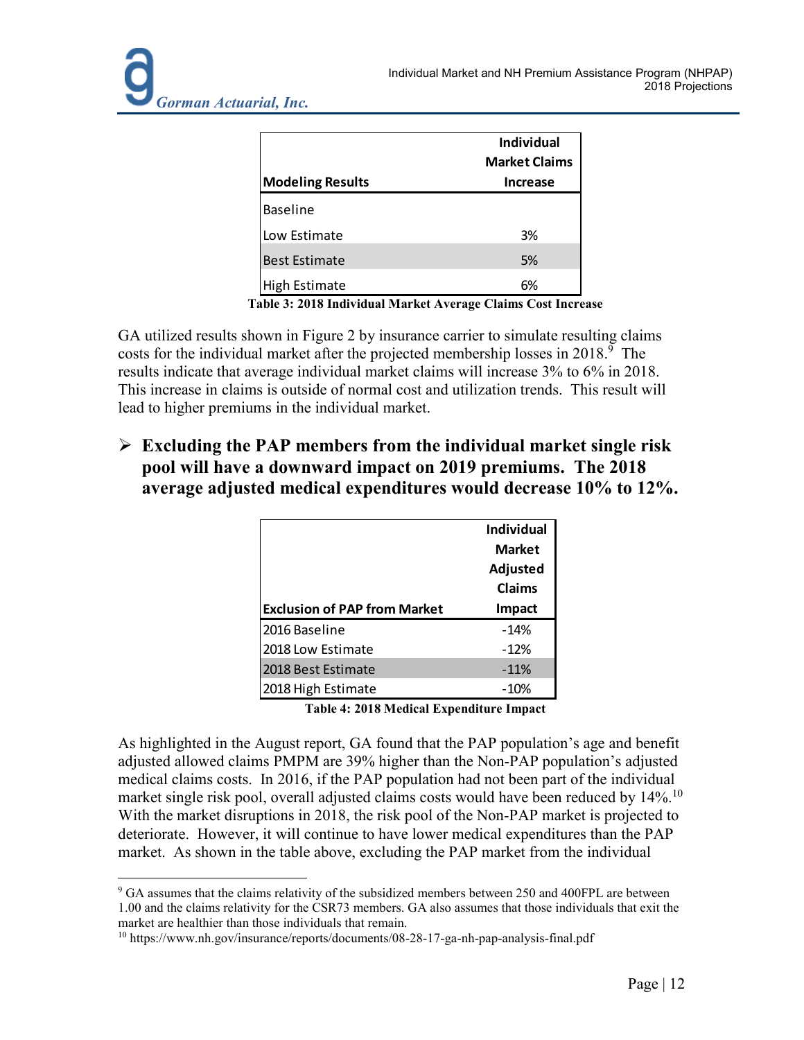| Modeling Results | Individual Market Claims Increase |
|---|---|
| Baseline | |
| Low Estimate | 3% |
| Best Estimate | 5% |
| High Estimate | 6% |

**Table 3: 2018 Individual Market Average Claims Cost Increase**

GA utilized results shown in Figure 2 by insurance carrier to simulate resulting claims costs for the individual market after the projected membership losses in 2018.[9] The results indicate that average individual market claims will increase 3% to 6% in 2018. This increase in claims is outside of normal cost and utilization trends. This result will lead to higher premiums in the individual market.

- **Excluding the PAP members from the individual market single risk pool will have a downward impact on 2019 premiums. The 2018 average adjusted medical expenditures would decrease 10% to 12%.**

| Exclusion of PAP from Market | Individual Market Adjusted Claims Impact |
|---|---|
| 2016 Baseline | -14% |
| 2018 Low Estimate | -12% |
| 2018 Best Estimate | -11% |
| 2018 High Estimate | -10% |

**Table 4: 2018 Medical Expenditure Impact**

As highlighted in the August report, GA found that the PAP population's age and benefit adjusted allowed claims PMPM are 39% higher than the Non-PAP population's adjusted medical claims costs. In 2016, if the PAP population had not been part of the individual market single risk pool, overall adjusted claims costs would have been reduced by 14%.[10] With the market disruptions in 2018, the risk pool of the Non-PAP market is projected to deteriorate. However, it will continue to have lower medical expenditures than the PAP market. As shown in the table above, excluding the PAP market from the individual

[9] GA assumes that the claims relativity of the subsidized members between 250 and 400FPL are between 1.00 and the claims relativity for the CSR73 members. GA also assumes that those individuals that exit the market are healthier than those individuals that remain.

[10] https://www.nh.gov/insurance/reports/documents/08-28-17-ga-nh-pap-analysis-final.pdf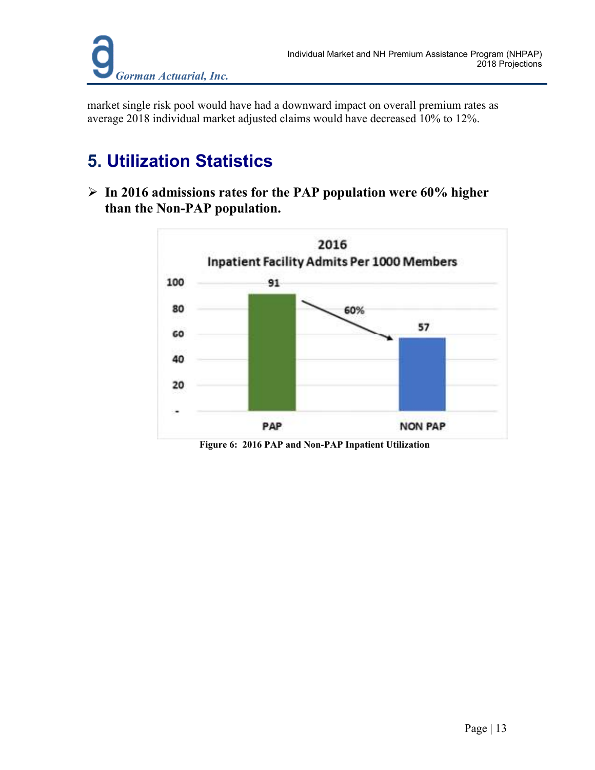market single risk pool would have had a downward impact on overall premium rates as average 2018 individual market adjusted claims would have decreased 10% to 12%.

# 5. Utilization Statistics

- **In 2016 admissions rates for the PAP population were 60% higher than the Non-PAP population.**

2016
Inpatient Facility Admits Per 1000 Members

| | PAP | NON PAP |
|---|---|---|
| Admits Per 1000 Members | 91 | 57 |

60%

**Figure 6: 2016 PAP and Non-PAP Inpatient Utilization**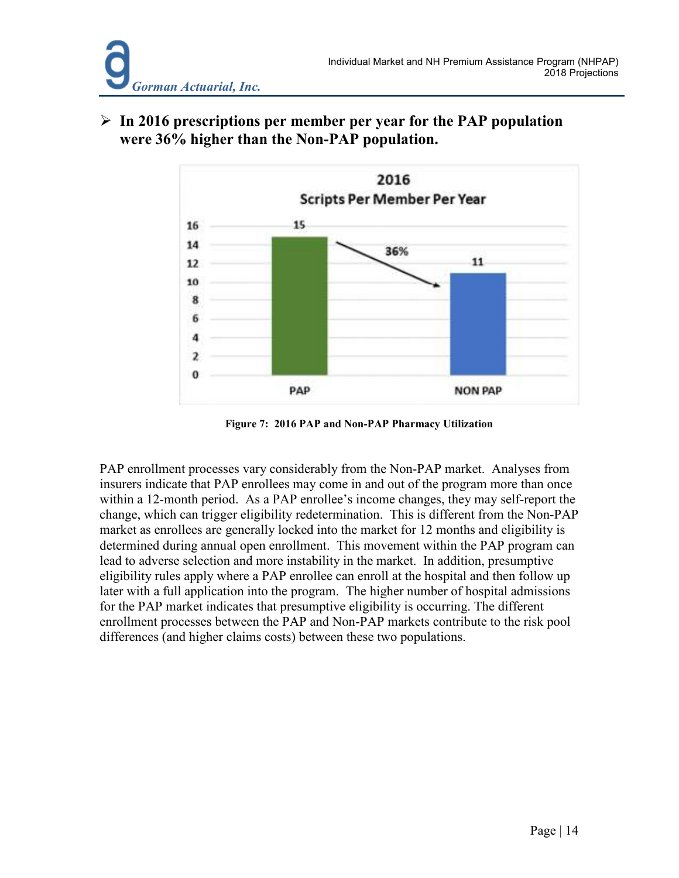- **In 2016 prescriptions per member per year for the PAP population were 36% higher than the Non-PAP population.**

**Figure 7: 2016 PAP and Non-PAP Pharmacy Utilization**

PAP enrollment processes vary considerably from the Non-PAP market. Analyses from insurers indicate that PAP enrollees may come in and out of the program more than once within a 12-month period. As a PAP enrollee's income changes, they may self-report the change, which can trigger eligibility redetermination. This is different from the Non-PAP market as enrollees are generally locked into the market for 12 months and eligibility is determined during annual open enrollment. This movement within the PAP program can lead to adverse selection and more instability in the market. In addition, presumptive eligibility rules apply where a PAP enrollee can enroll at the hospital and then follow up later with a full application into the program. The higher number of hospital admissions for the PAP market indicates that presumptive eligibility is occurring. The different enrollment processes between the PAP and Non-PAP markets contribute to the risk pool differences (and higher claims costs) between these two populations.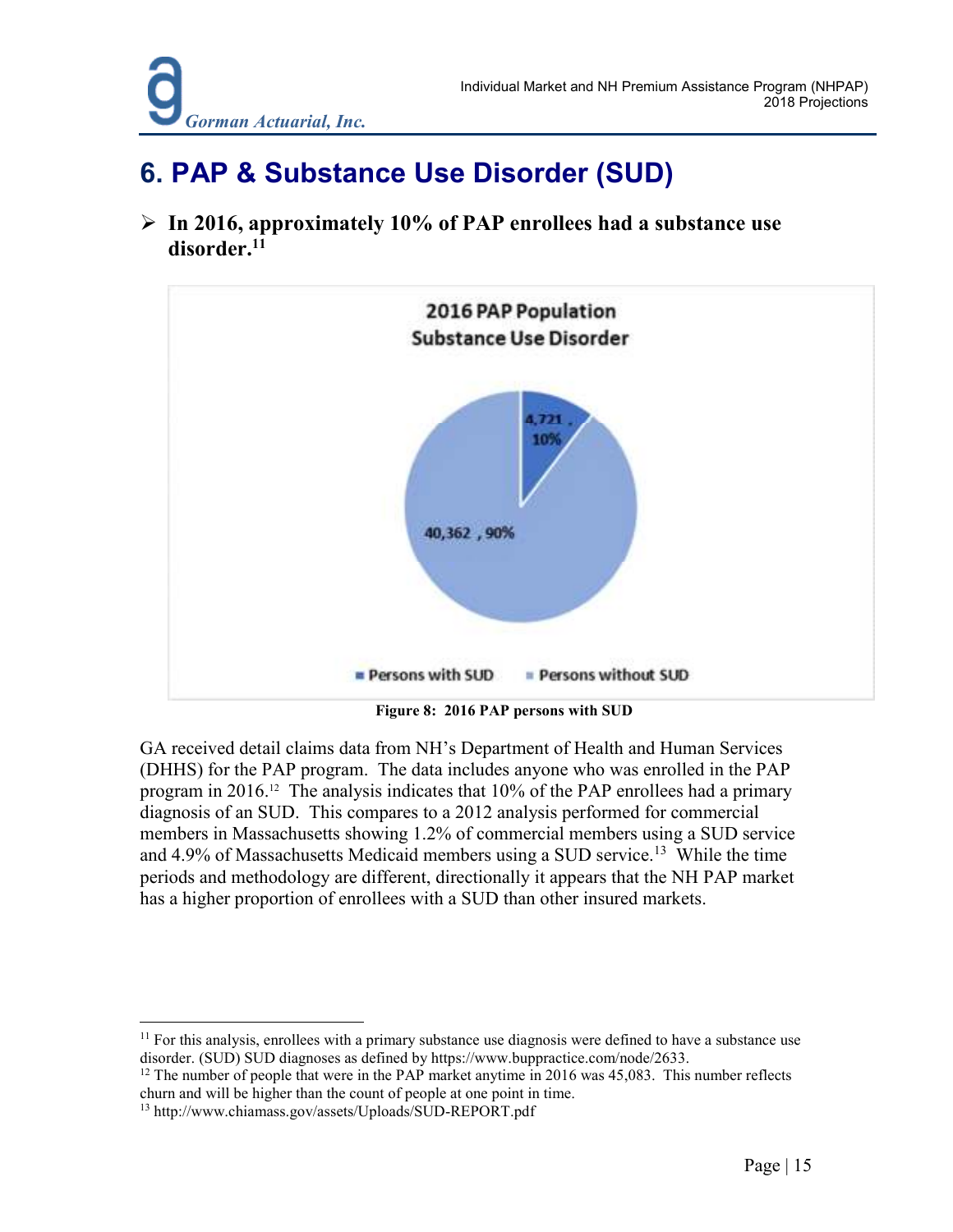# 6. PAP & Substance Use Disorder (SUD)

- **In 2016, approximately 10% of PAP enrollees had a substance use disorder.[11]**

2016 PAP Population
Substance Use Disorder

4,721, 10%

40,362, 90%

Persons with SUD | Persons without SUD

**Figure 8: 2016 PAP persons with SUD**

GA received detail claims data from NH's Department of Health and Human Services (DHHS) for the PAP program. The data includes anyone who was enrolled in the PAP program in 2016.[12] The analysis indicates that 10% of the PAP enrollees had a primary diagnosis of an SUD. This compares to a 2012 analysis performed for commercial members in Massachusetts showing 1.2% of commercial members using a SUD service and 4.9% of Massachusetts Medicaid members using a SUD service.[13] While the time periods and methodology are different, directionally it appears that the NH PAP market has a higher proportion of enrollees with a SUD than other insured markets.

---

[11] For this analysis, enrollees with a primary substance use diagnosis were defined to have a substance use disorder. (SUD) SUD diagnoses as defined by https://www.buppractice.com/node/2633.

[12] The number of people that were in the PAP market anytime in 2016 was 45,083. This number reflects churn and will be higher than the count of people at one point in time.

[13] http://www.chiamass.gov/assets/Uploads/SUD-REPORT.pdf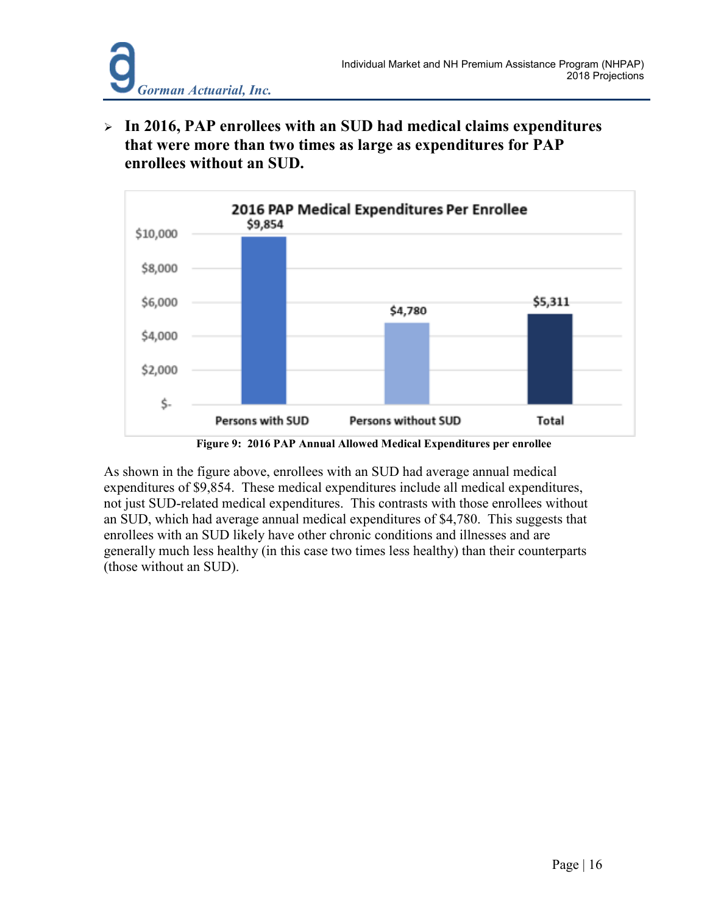- **In 2016, PAP enrollees with an SUD had medical claims expenditures that were more than two times as large as expenditures for PAP enrollees without an SUD.**

**2016 PAP Medical Expenditures Per Enrollee**

| | Persons with SUD | Persons without SUD | Total |
|---|---|---|---|
| Expenditures per enrollee | $9,854 | $4,780 | $5,311 |

**Figure 9: 2016 PAP Annual Allowed Medical Expenditures per enrollee**

As shown in the figure above, enrollees with an SUD had average annual medical expenditures of $9,854. These medical expenditures include all medical expenditures, not just SUD-related medical expenditures. This contrasts with those enrollees without an SUD, which had average annual medical expenditures of $4,780. This suggests that enrollees with an SUD likely have other chronic conditions and illnesses and are generally much less healthy (in this case two times less healthy) than their counterparts (those without an SUD).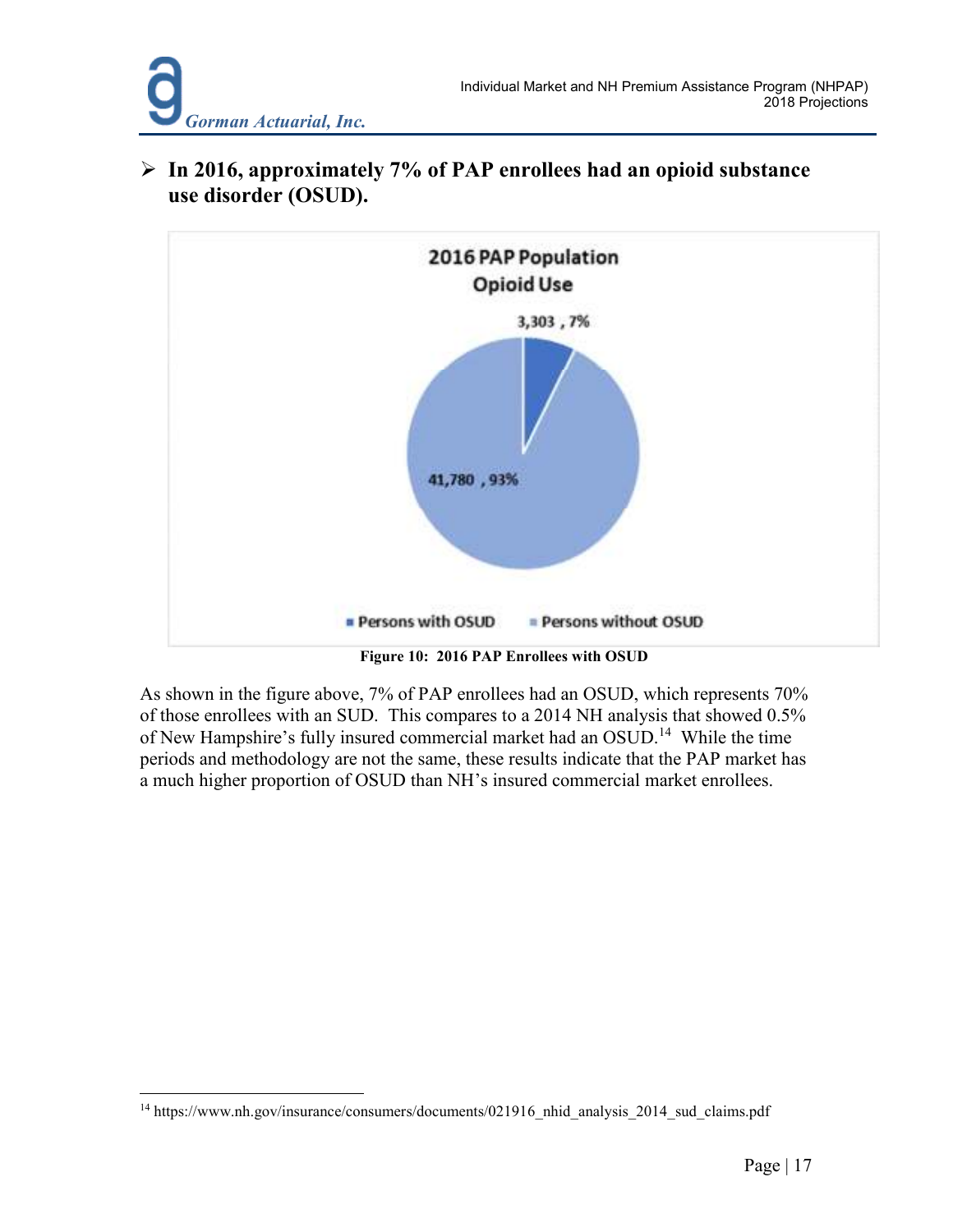- **In 2016, approximately 7% of PAP enrollees had an opioid substance use disorder (OSUD).**

Figure 10: 2016 PAP Enrollees with OSUD

As shown in the figure above, 7% of PAP enrollees had an OSUD, which represents 70% of those enrollees with an SUD. This compares to a 2014 NH analysis that showed 0.5% of New Hampshire's fully insured commercial market had an OSUD.[14] While the time periods and methodology are not the same, these results indicate that the PAP market has a much higher proportion of OSUD than NH's insured commercial market enrollees.

[14] https://www.nh.gov/insurance/consumers/documents/021916_nhid_analysis_2014_sud_claims.pdf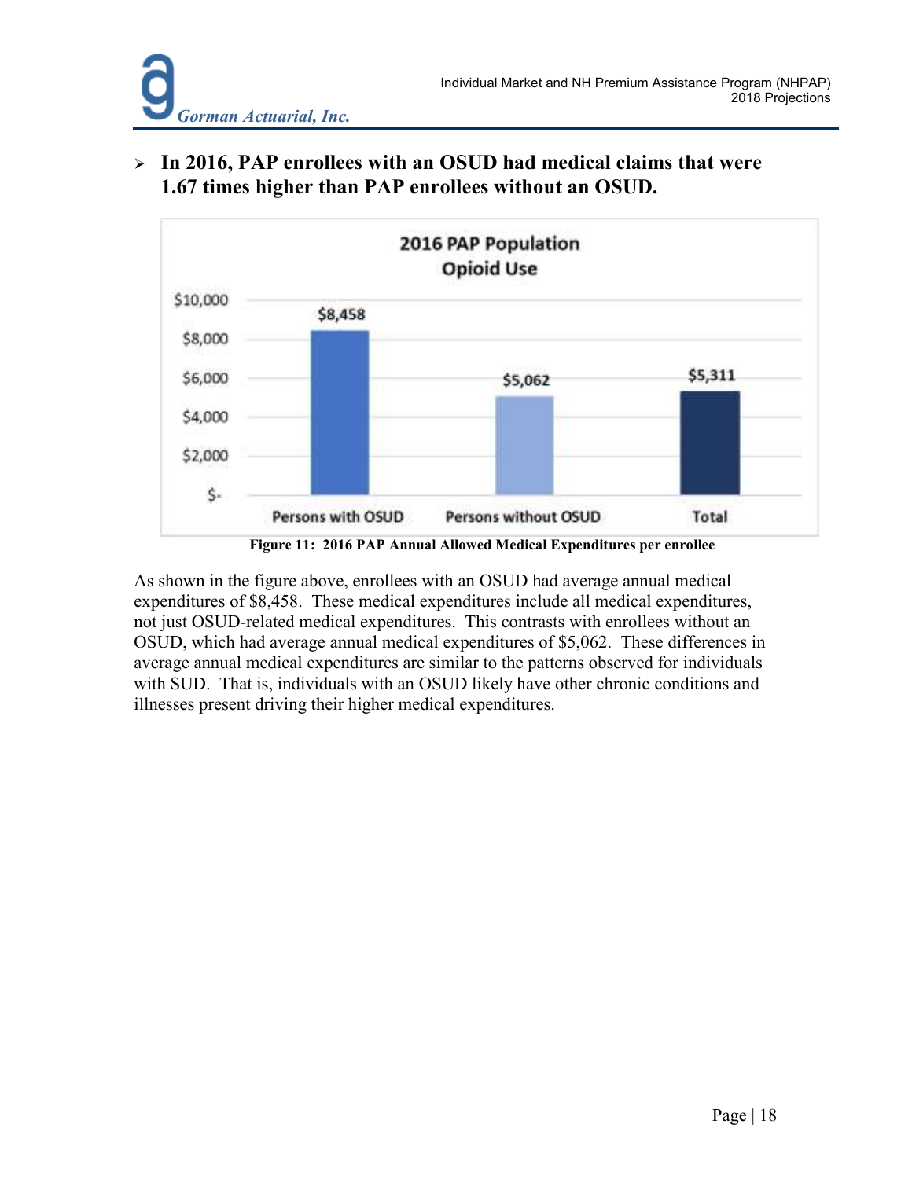- **In 2016, PAP enrollees with an OSUD had medical claims that were 1.67 times higher than PAP enrollees without an OSUD.**

**2016 PAP Population Opioid Use**

| | Annual Allowed Medical Expenditures |
|---|---|
| Persons with OSUD | $8,458 |
| Persons without OSUD | $5,062 |
| Total | $5,311 |

**Figure 11: 2016 PAP Annual Allowed Medical Expenditures per enrollee**

As shown in the figure above, enrollees with an OSUD had average annual medical expenditures of $8,458. These medical expenditures include all medical expenditures, not just OSUD-related medical expenditures. This contrasts with enrollees without an OSUD, which had average annual medical expenditures of $5,062. These differences in average annual medical expenditures are similar to the patterns observed for individuals with SUD. That is, individuals with an OSUD likely have other chronic conditions and illnesses present driving their higher medical expenditures.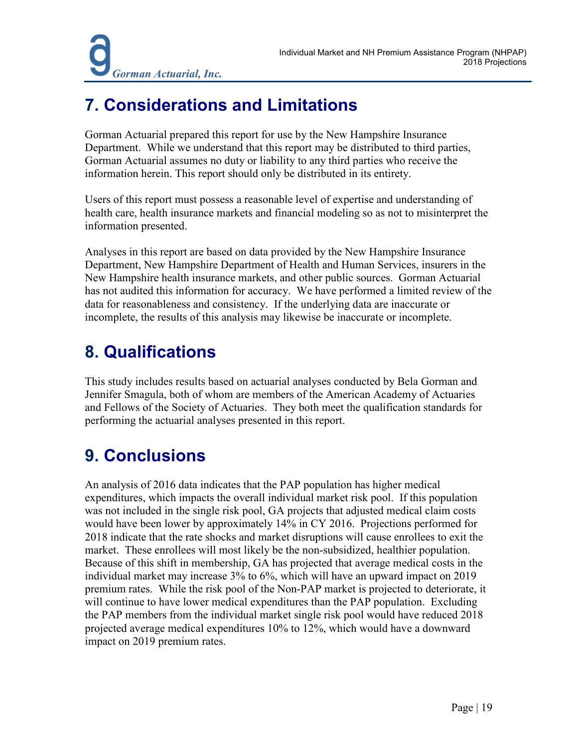## 7. Considerations and Limitations

Gorman Actuarial prepared this report for use by the New Hampshire Insurance Department. While we understand that this report may be distributed to third parties, Gorman Actuarial assumes no duty or liability to any third parties who receive the information herein. This report should only be distributed in its entirety.

Users of this report must possess a reasonable level of expertise and understanding of health care, health insurance markets and financial modeling so as not to misinterpret the information presented.

Analyses in this report are based on data provided by the New Hampshire Insurance Department, New Hampshire Department of Health and Human Services, insurers in the New Hampshire health insurance markets, and other public sources. Gorman Actuarial has not audited this information for accuracy. We have performed a limited review of the data for reasonableness and consistency. If the underlying data are inaccurate or incomplete, the results of this analysis may likewise be inaccurate or incomplete.

## 8. Qualifications

This study includes results based on actuarial analyses conducted by Bela Gorman and Jennifer Smagula, both of whom are members of the American Academy of Actuaries and Fellows of the Society of Actuaries. They both meet the qualification standards for performing the actuarial analyses presented in this report.

## 9. Conclusions

An analysis of 2016 data indicates that the PAP population has higher medical expenditures, which impacts the overall individual market risk pool. If this population was not included in the single risk pool, GA projects that adjusted medical claim costs would have been lower by approximately 14% in CY 2016. Projections performed for 2018 indicate that the rate shocks and market disruptions will cause enrollees to exit the market. These enrollees will most likely be the non-subsidized, healthier population. Because of this shift in membership, GA has projected that average medical costs in the individual market may increase 3% to 6%, which will have an upward impact on 2019 premium rates. While the risk pool of the Non-PAP market is projected to deteriorate, it will continue to have lower medical expenditures than the PAP population. Excluding the PAP members from the individual market single risk pool would have reduced 2018 projected average medical expenditures 10% to 12%, which would have a downward impact on 2019 premium rates.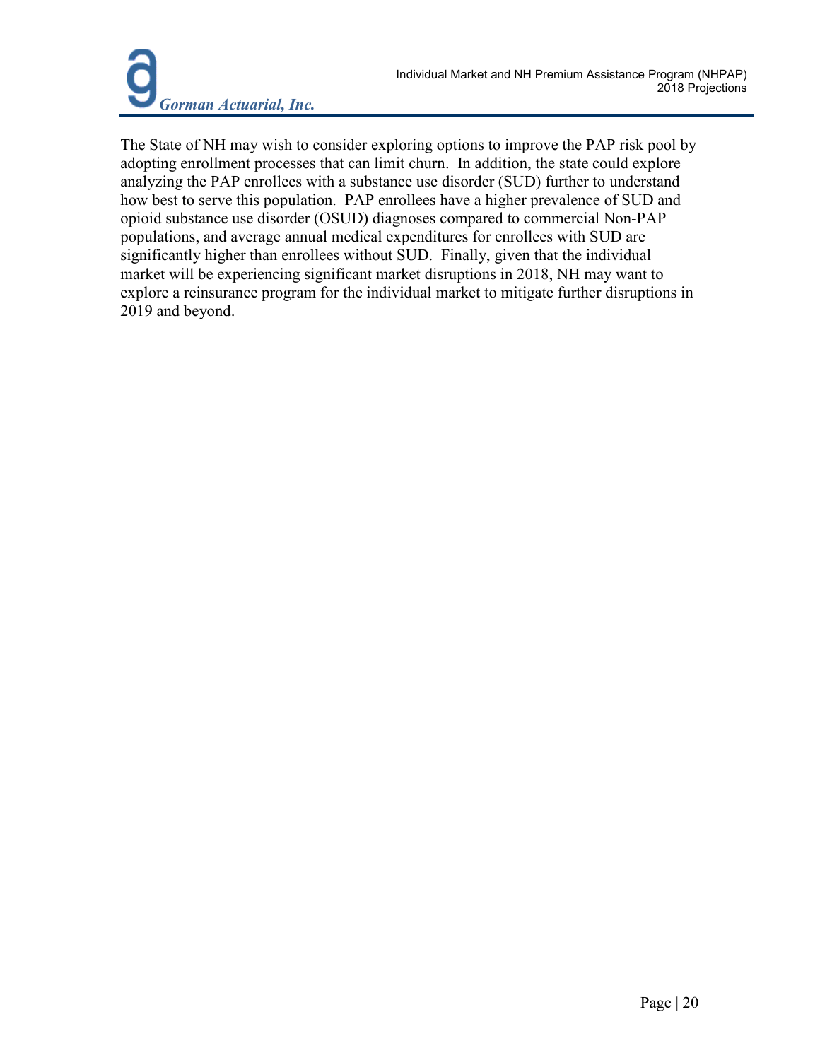The State of NH may wish to consider exploring options to improve the PAP risk pool by adopting enrollment processes that can limit churn. In addition, the state could explore analyzing the PAP enrollees with a substance use disorder (SUD) further to understand how best to serve this population. PAP enrollees have a higher prevalence of SUD and opioid substance use disorder (OSUD) diagnoses compared to commercial Non-PAP populations, and average annual medical expenditures for enrollees with SUD are significantly higher than enrollees without SUD. Finally, given that the individual market will be experiencing significant market disruptions in 2018, NH may want to explore a reinsurance program for the individual market to mitigate further disruptions in 2019 and beyond.